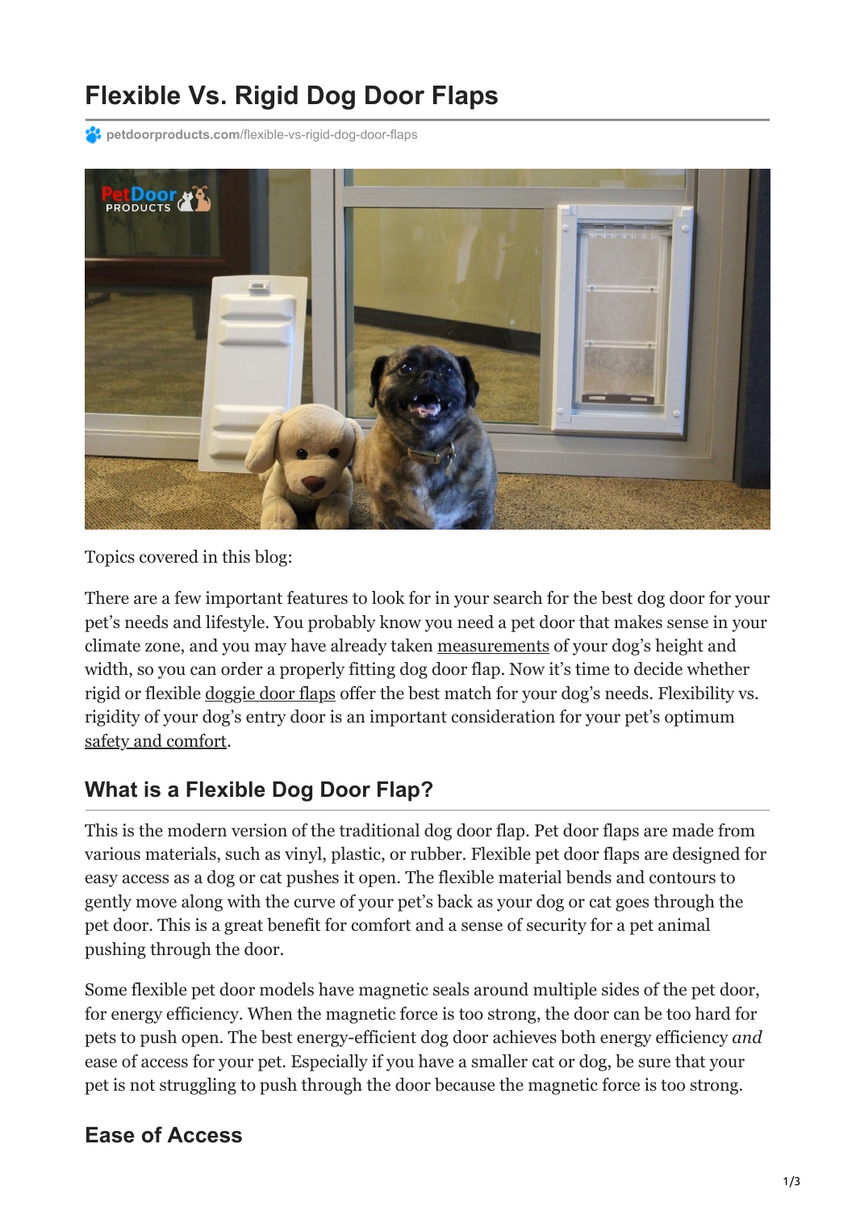# Flexible Vs. Rigid Dog Door Flaps

petdoorproducts.com/flexible-vs-rigid-dog-door-flaps

Topics covered in this blog:

There are a few important features to look for in your search for the best dog door for your pet's needs and lifestyle. You probably know you need a pet door that makes sense in your climate zone, and you may have already taken measurements of your dog's height and width, so you can order a properly fitting dog door flap. Now it's time to decide whether rigid or flexible doggie door flaps offer the best match for your dog's needs. Flexibility vs. rigidity of your dog's entry door is an important consideration for your pet's optimum safety and comfort.

## What is a Flexible Dog Door Flap?

This is the modern version of the traditional dog door flap. Pet door flaps are made from various materials, such as vinyl, plastic, or rubber. Flexible pet door flaps are designed for easy access as a dog or cat pushes it open. The flexible material bends and contours to gently move along with the curve of your pet's back as your dog or cat goes through the pet door. This is a great benefit for comfort and a sense of security for a pet animal pushing through the door.

Some flexible pet door models have magnetic seals around multiple sides of the pet door, for energy efficiency. When the magnetic force is too strong, the door can be too hard for pets to push open. The best energy-efficient dog door achieves both energy efficiency *and* ease of access for your pet. Especially if you have a smaller cat or dog, be sure that your pet is not struggling to push through the door because the magnetic force is too strong.

## Ease of Access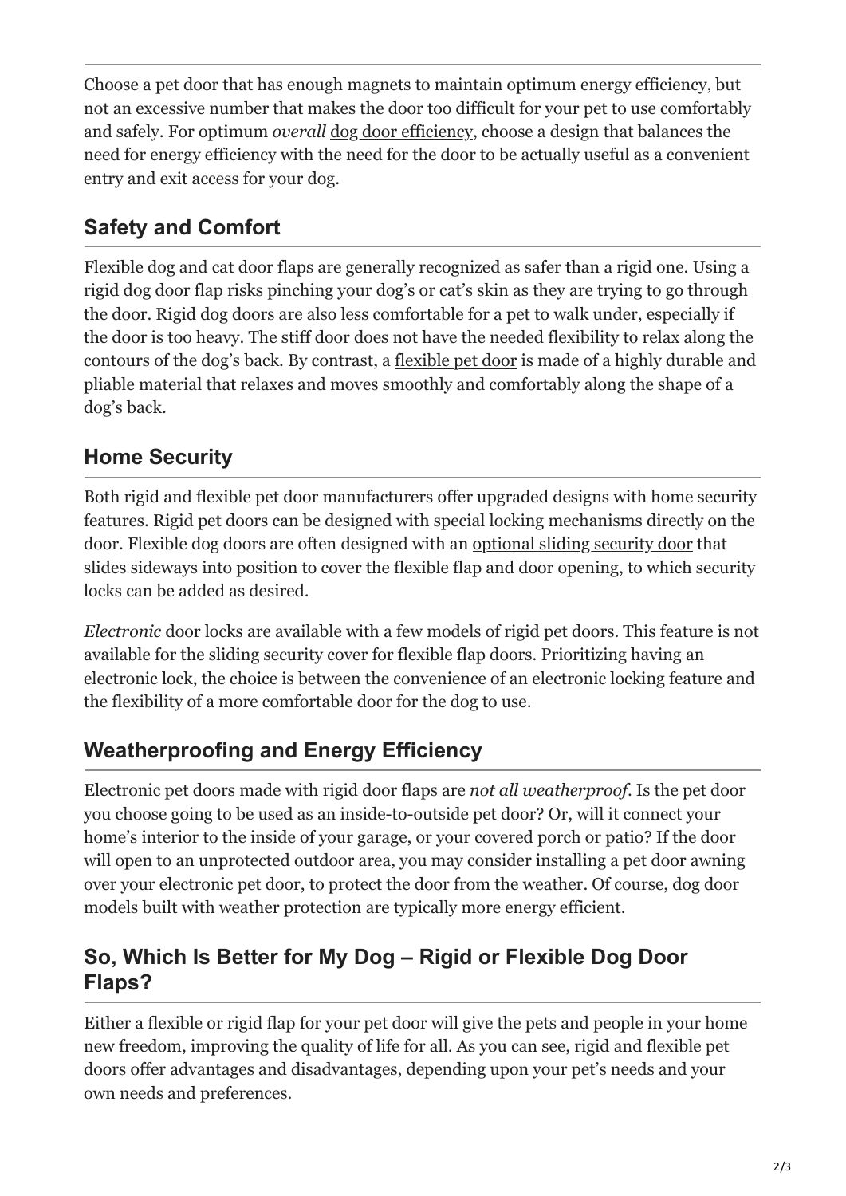Choose a pet door that has enough magnets to maintain optimum energy efficiency, but not an excessive number that makes the door too difficult for your pet to use comfortably and safely. For optimum *overall* dog door efficiency, choose a design that balances the need for energy efficiency with the need for the door to be actually useful as a convenient entry and exit access for your dog.

## Safety and Comfort

Flexible dog and cat door flaps are generally recognized as safer than a rigid one. Using a rigid dog door flap risks pinching your dog's or cat's skin as they are trying to go through the door. Rigid dog doors are also less comfortable for a pet to walk under, especially if the door is too heavy. The stiff door does not have the needed flexibility to relax along the contours of the dog's back. By contrast, a flexible pet door is made of a highly durable and pliable material that relaxes and moves smoothly and comfortably along the shape of a dog's back.

## Home Security

Both rigid and flexible pet door manufacturers offer upgraded designs with home security features. Rigid pet doors can be designed with special locking mechanisms directly on the door. Flexible dog doors are often designed with an optional sliding security door that slides sideways into position to cover the flexible flap and door opening, to which security locks can be added as desired.

*Electronic* door locks are available with a few models of rigid pet doors. This feature is not available for the sliding security cover for flexible flap doors. Prioritizing having an electronic lock, the choice is between the convenience of an electronic locking feature and the flexibility of a more comfortable door for the dog to use.

## Weatherproofing and Energy Efficiency

Electronic pet doors made with rigid door flaps are *not all weatherproof*. Is the pet door you choose going to be used as an inside-to-outside pet door? Or, will it connect your home's interior to the inside of your garage, or your covered porch or patio? If the door will open to an unprotected outdoor area, you may consider installing a pet door awning over your electronic pet door, to protect the door from the weather. Of course, dog door models built with weather protection are typically more energy efficient.

## So, Which Is Better for My Dog – Rigid or Flexible Dog Door Flaps?

Either a flexible or rigid flap for your pet door will give the pets and people in your home new freedom, improving the quality of life for all. As you can see, rigid and flexible pet doors offer advantages and disadvantages, depending upon your pet's needs and your own needs and preferences.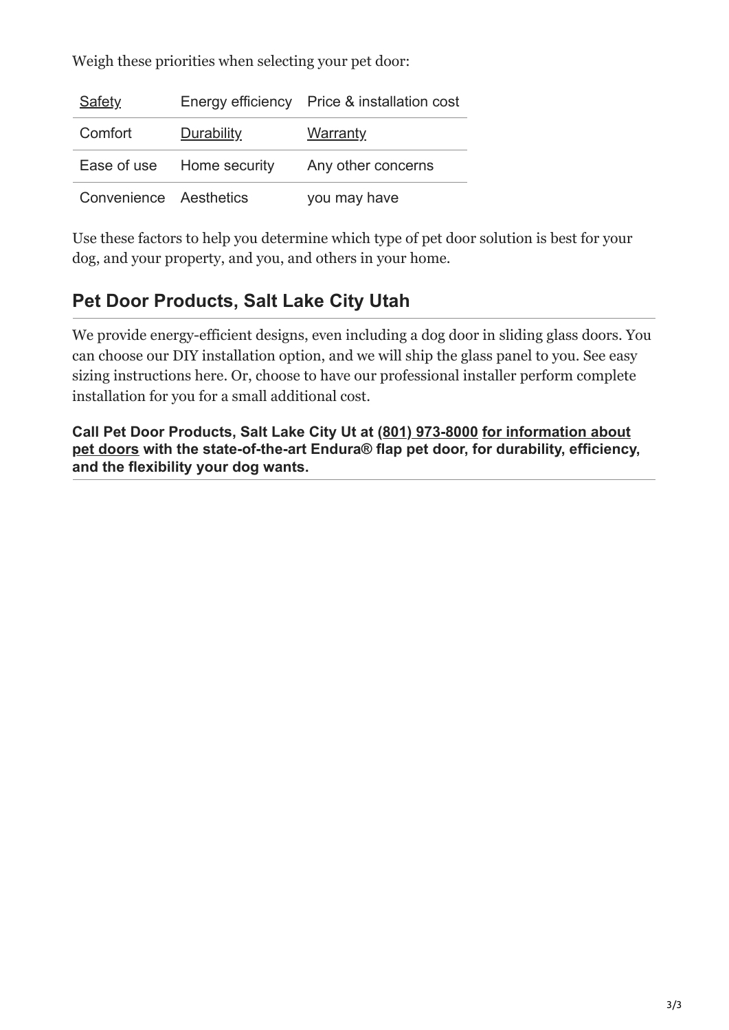Weigh these priorities when selecting your pet door:

| | | |
|---|---|---|
| Safety | Energy efficiency | Price & installation cost |
| Comfort | Durability | Warranty |
| Ease of use | Home security | Any other concerns |
| Convenience | Aesthetics | you may have |

Use these factors to help you determine which type of pet door solution is best for your dog, and your property, and you, and others in your home.

## Pet Door Products, Salt Lake City Utah

We provide energy-efficient designs, even including a dog door in sliding glass doors. You can choose our DIY installation option, and we will ship the glass panel to you. See easy sizing instructions here. Or, choose to have our professional installer perform complete installation for you for a small additional cost.

**Call Pet Door Products, Salt Lake City Ut at (801) 973-8000 for information about pet doors with the state-of-the-art Endura® flap pet door, for durability, efficiency, and the flexibility your dog wants.**